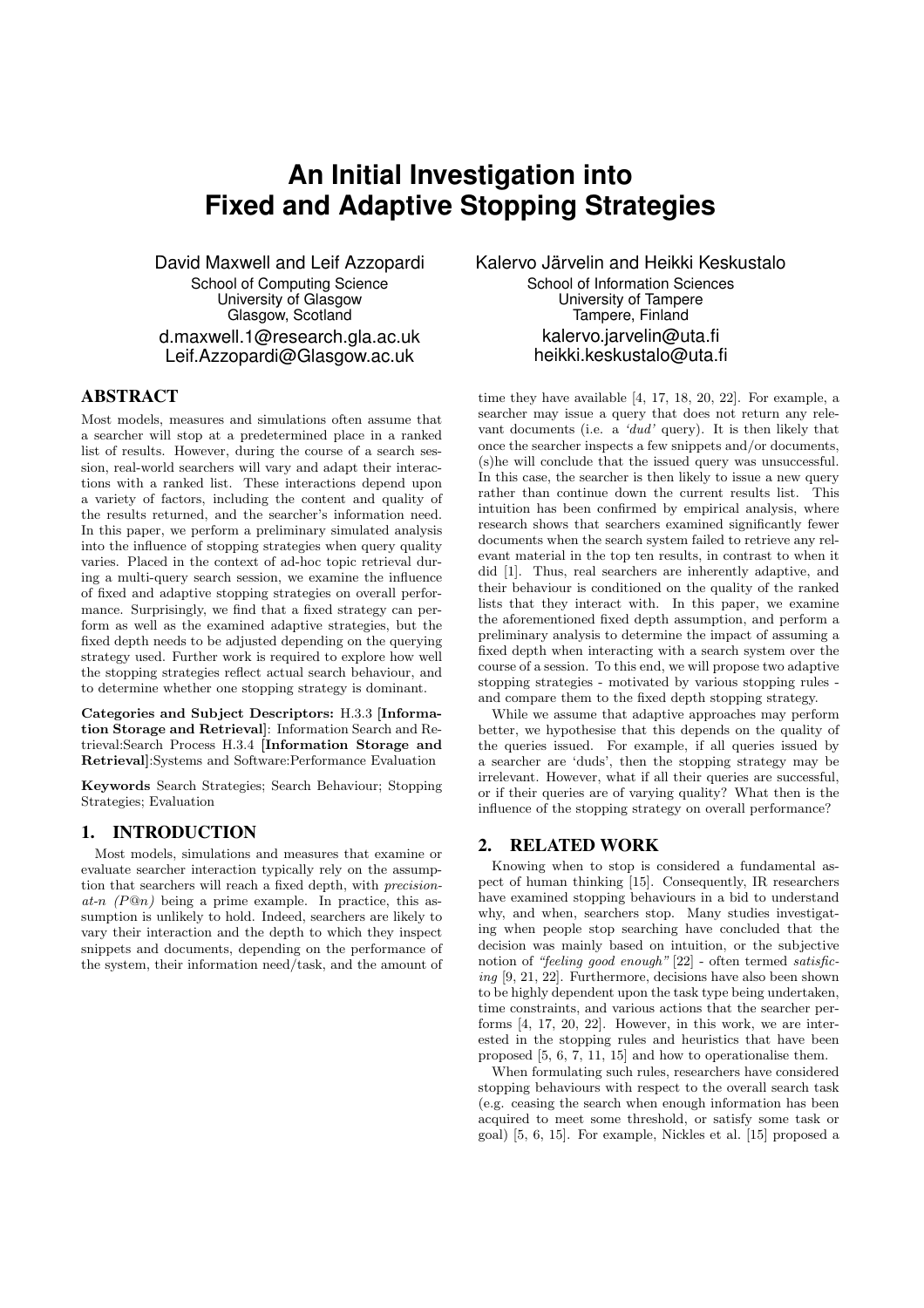# An Initial Investigation into Fixed and Adaptive Stopping Strategies

David Maxwell and Leif Azzopardi
School of Computing Science
University of Glasgow
Glasgow, Scotland
d.maxwell.1@research.gla.ac.uk
Leif.Azzopardi@Glasgow.ac.uk

Kalervo Järvelin and Heikki Keskustalo
School of Information Sciences
University of Tampere
Tampere, Finland
kalervo.jarvelin@uta.fi
heikki.keskustalo@uta.fi

## ABSTRACT

Most models, measures and simulations often assume that a searcher will stop at a predetermined place in a ranked list of results. However, during the course of a search session, real-world searchers will vary and adapt their interactions with a ranked list. These interactions depend upon a variety of factors, including the content and quality of the results returned, and the searcher's information need. In this paper, we perform a preliminary simulated analysis into the influence of stopping strategies when query quality varies. Placed in the context of ad-hoc topic retrieval during a multi-query search session, we examine the influence of fixed and adaptive stopping strategies on overall performance. Surprisingly, we find that a fixed strategy can perform as well as the examined adaptive strategies, but the fixed depth needs to be adjusted depending on the querying strategy used. Further work is required to explore how well the stopping strategies reflect actual search behaviour, and to determine whether one stopping strategy is dominant.

**Categories and Subject Descriptors:** H.3.3 [**Information Storage and Retrieval**]: Information Search and Retrieval:Search Process H.3.4 [**Information Storage and Retrieval**]:Systems and Software:Performance Evaluation

**Keywords** Search Strategies; Search Behaviour; Stopping Strategies; Evaluation

## 1. INTRODUCTION

Most models, simulations and measures that examine or evaluate searcher interaction typically rely on the assumption that searchers will reach a fixed depth, with *precision-at-n (P@n)* being a prime example. In practice, this assumption is unlikely to hold. Indeed, searchers are likely to vary their interaction and the depth to which they inspect snippets and documents, depending on the performance of the system, their information need/task, and the amount of time they have available [4, 17, 18, 20, 22]. For example, a searcher may issue a query that does not return any relevant documents (i.e. a *'dud'* query). It is then likely that once the searcher inspects a few snippets and/or documents, (s)he will conclude that the issued query was unsuccessful. In this case, the searcher is then likely to issue a new query rather than continue down the current results list. This intuition has been confirmed by empirical analysis, where research shows that searchers examined significantly fewer documents when the search system failed to retrieve any relevant material in the top ten results, in contrast to when it did [1]. Thus, real searchers are inherently adaptive, and their behaviour is conditioned on the quality of the ranked lists that they interact with. In this paper, we examine the aforementioned fixed depth assumption, and perform a preliminary analysis to determine the impact of assuming a fixed depth when interacting with a search system over the course of a session. To this end, we will propose two adaptive stopping strategies - motivated by various stopping rules - and compare them to the fixed depth stopping strategy.

While we assume that adaptive approaches may perform better, we hypothesise that this depends on the quality of the queries issued. For example, if all queries issued by a searcher are 'duds', then the stopping strategy may be irrelevant. However, what if all their queries are successful, or if their queries are of varying quality? What then is the influence of the stopping strategy on overall performance?

## 2. RELATED WORK

Knowing when to stop is considered a fundamental aspect of human thinking [15]. Consequently, IR researchers have examined stopping behaviours in a bid to understand why, and when, searchers stop. Many studies investigating when people stop searching have concluded that the decision was mainly based on intuition, or the subjective notion of *"feeling good enough"* [22] - often termed *satisficing* [9, 21, 22]. Furthermore, decisions have also been shown to be highly dependent upon the task type being undertaken, time constraints, and various actions that the searcher performs [4, 17, 20, 22]. However, in this work, we are interested in the stopping rules and heuristics that have been proposed [5, 6, 7, 11, 15] and how to operationalise them.

When formulating such rules, researchers have considered stopping behaviours with respect to the overall search task (e.g. ceasing the search when enough information has been acquired to meet some threshold, or satisfy some task or goal) [5, 6, 15]. For example, Nickles et al. [15] proposed a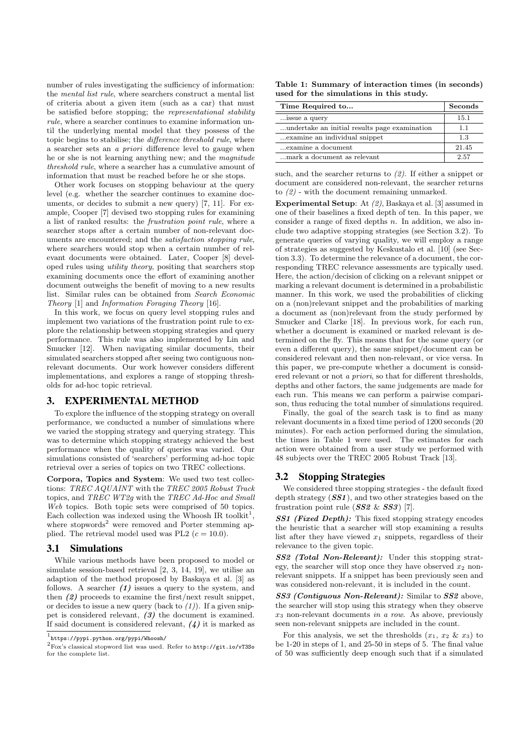number of rules investigating the sufficiency of information: the *mental list rule*, where searchers construct a mental list of criteria about a given item (such as a car) that must be satisfied before stopping; the *representational stability rule*, where a searcher continues to examine information until the underlying mental model that they possess of the topic begins to stabilise; the *difference threshold rule*, where a searcher sets an *a priori* difference level to gauge when he or she is not learning anything new; and the *magnitude threshold rule*, where a searcher has a cumulative amount of information that must be reached before he or she stops.

Other work focuses on stopping behaviour at the query level (e.g. whether the searcher continues to examine documents, or decides to submit a new query) [7, 11]. For example, Cooper [7] devised two stopping rules for examining a list of ranked results: the *frustration point rule*, where a searcher stops after a certain number of non-relevant documents are encountered; and the *satisfaction stopping rule*, where searchers would stop when a certain number of relevant documents were obtained. Later, Cooper [8] developed rules using *utility theory*, positing that searchers stop examining documents once the effort of examining another document outweighs the benefit of moving to a new results list. Similar rules can be obtained from *Search Economic Theory* [1] and *Information Foraging Theory* [16].

In this work, we focus on query level stopping rules and implement two variations of the frustration point rule to explore the relationship between stopping strategies and query performance. This rule was also implemented by Lin and Smucker [12]. When navigating similar documents, their simulated searchers stopped after seeing two contiguous non-relevant documents. Our work however considers different implementations, and explores a range of stopping thresholds for ad-hoc topic retrieval.

## 3. EXPERIMENTAL METHOD

To explore the influence of the stopping strategy on overall performance, we conducted a number of simulations where we varied the stopping strategy and querying strategy. This was to determine which stopping strategy achieved the best performance when the quality of queries was varied. Our simulations consisted of 'searchers' performing ad-hoc topic retrieval over a series of topics on two TREC collections.

**Corpora, Topics and System**: We used two test collections: *TREC AQUAINT* with the *TREC 2005 Robust Track* topics, and *TREC WT2g* with the *TREC Ad-Hoc and Small Web* topics. Both topic sets were comprised of 50 topics. Each collection was indexed using the Whoosh IR toolkit[1], where stopwords[2] were removed and Porter stemming applied. The retrieval model used was PL2 ($c = 10.0$).

### 3.1 Simulations

While various methods have been proposed to model or simulate session-based retrieval [2, 3, 14, 19], we utilise an adaption of the method proposed by Baskaya et al. [3] as follows. A searcher ***(1)*** issues a query to the system, and then ***(2)*** proceeds to examine the first/next result snippet, or decides to issue a new query (back to *(1)*). If a given snippet is considered relevant, ***(3)*** the document is examined. If said document is considered relevant, ***(4)*** it is marked as such, and the searcher returns to *(2)*. If either a snippet or document are considered non-relevant, the searcher returns to *(2)* - with the document remaining unmarked.

[1] https://pypi.python.org/pypi/Whoosh/

[2] Fox's classical stopword list was used. Refer to http://git.io/vT3So for the complete list.

**Table 1: Summary of interaction times (in seconds) used for the simulations in this study.**

| Time Required to... | Seconds |
|---|---|
| ...issue a query | 15.1 |
| ...undertake an initial results page examination | 1.1 |
| ...examine an individual snippet | 1.3 |
| ...examine a document | 21.45 |
| ...mark a document as relevant | 2.57 |

**Experimental Setup**: At *(2)*, Baskaya et al. [3] assumed in one of their baselines a fixed depth of ten. In this paper, we consider a range of fixed depths $n$. In addition, we also include two adaptive stopping strategies (see Section 3.2). To generate queries of varying quality, we will employ a range of strategies as suggested by Keskustalo et al. [10] (see Section 3.3). To determine the relevance of a document, the corresponding TREC relevance assessments are typically used. Here, the action/decision of clicking on a relevant snippet or marking a relevant document is determined in a probabilistic manner. In this work, we used the probabilities of clicking on a (non)relevant snippet and the probabilities of marking a document as (non)relevant from the study performed by Smucker and Clarke [18]. In previous work, for each run, whether a document is examined or marked relevant is determined on the fly. This means that for the same query (or even a different query), the same snippet/document can be considered relevant and then non-relevant, or vice versa. In this paper, we pre-compute whether a document is considered relevant or not *a priori*, so that for different thresholds, depths and other factors, the same judgements are made for each run. This means we can perform a pairwise comparison, thus reducing the total number of simulations required.

Finally, the goal of the search task is to find as many relevant documents in a fixed time period of 1200 seconds (20 minutes). For each action performed during the simulation, the times in Table 1 were used. The estimates for each action were obtained from a user study we performed with 48 subjects over the TREC 2005 Robust Track [13].

### 3.2 Stopping Strategies

We considered three stopping strategies - the default fixed depth strategy (***SS1***), and two other strategies based on the frustration point rule (***SS2*** & ***SS3***) [7].

***SS1 (Fixed Depth):*** This fixed stopping strategy encodes the heuristic that a searcher will stop examining a results list after they have viewed $x_1$ snippets, regardless of their relevance to the given topic.

***SS2 (Total Non-Relevant):*** Under this stopping strategy, the searcher will stop once they have observed $x_2$ non-relevant snippets. If a snippet has been previously seen and was considered non-relevant, it is included in the count.

***SS3 (Contiguous Non-Relevant):*** Similar to ***SS2*** above, the searcher will stop using this strategy when they observe $x_3$ non-relevant documents *in a row*. As above, previously seen non-relevant snippets are included in the count.

For this analysis, we set the thresholds ($x_1$, $x_2$ & $x_3$) to be 1-20 in steps of 1, and 25-50 in steps of 5. The final value of 50 was sufficiently deep enough such that if a simulated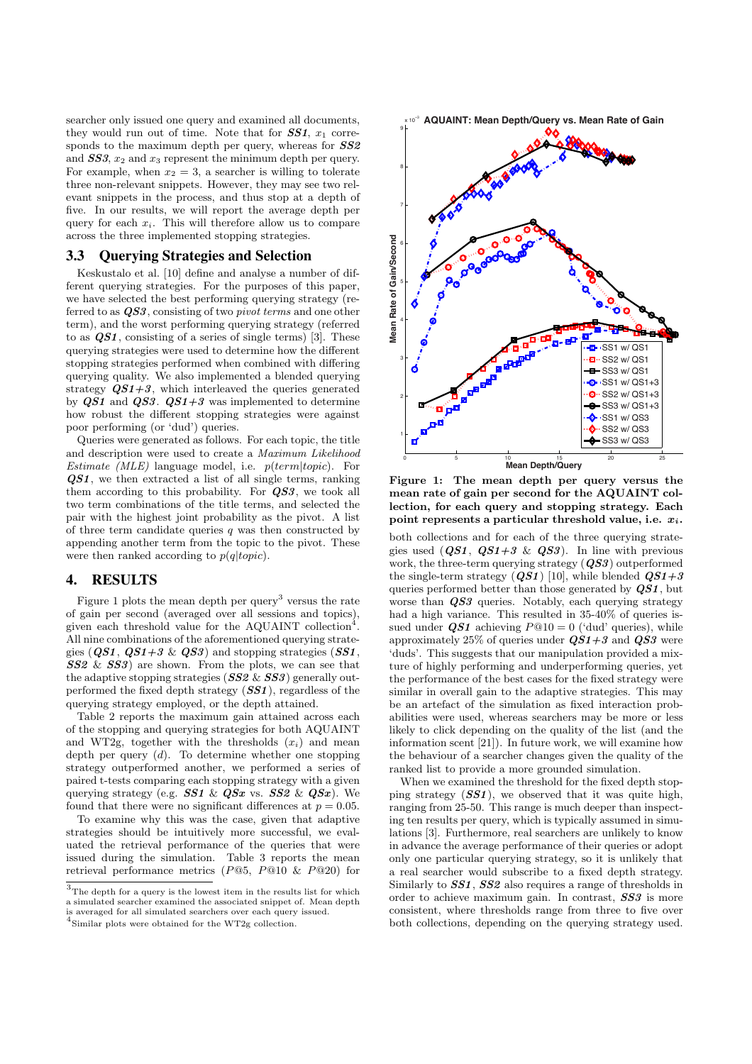searcher only issued one query and examined all documents, they would run out of time. Note that for ***SS1***, $x_1$ corresponds to the maximum depth per query, whereas for ***SS2*** and ***SS3***, $x_2$ and $x_3$ represent the minimum depth per query. For example, when $x_2 = 3$, a searcher is willing to tolerate three non-relevant snippets. However, they may see two relevant snippets in the process, and thus stop at a depth of five. In our results, we will report the average depth per query for each $x_i$. This will therefore allow us to compare across the three implemented stopping strategies.

## 3.3 Querying Strategies and Selection

Keskustalo et al. [10] define and analyse a number of different querying strategies. For the purposes of this paper, we have selected the best performing querying strategy (referred to as ***QS3***, consisting of two *pivot terms* and one other term), and the worst performing querying strategy (referred to as ***QS1***, consisting of a series of single terms) [3]. These querying strategies were used to determine how the different stopping strategies performed when combined with differing querying quality. We also implemented a blended querying strategy ***QS1+3***, which interleaved the queries generated by ***QS1*** and ***QS3***. ***QS1+3*** was implemented to determine how robust the different stopping strategies were against poor performing (or 'dud') queries.

Queries were generated as follows. For each topic, the title and description were used to create a *Maximum Likelihood Estimate (MLE)* language model, i.e. $p(term|topic)$. For ***QS1***, we then extracted a list of all single terms, ranking them according to this probability. For ***QS3***, we took all two term combinations of the title terms, and selected the pair with the highest joint probability as the pivot. A list of three term candidate queries $q$ was then constructed by appending another term from the topic to the pivot. These were then ranked according to $p(q|topic)$.

# 4. RESULTS

Figure 1 plots the mean depth per query[3] versus the rate of gain per second (averaged over all sessions and topics), given each threshold value for the AQUAINT collection[4]. All nine combinations of the aforementioned querying strategies (***QS1***, ***QS1+3*** & ***QS3***) and stopping strategies (***SS1***, ***SS2*** & ***SS3***) are shown. From the plots, we can see that the adaptive stopping strategies (***SS2*** & ***SS3***) generally outperformed the fixed depth strategy (***SS1***), regardless of the querying strategy employed, or the depth attained.

Table 2 reports the maximum gain attained across each of the stopping and querying strategies for both AQUAINT and WT2g, together with the thresholds ($x_i$) and mean depth per query ($d$). To determine whether one stopping strategy outperformed another, we performed a series of paired t-tests comparing each stopping strategy with a given querying strategy (e.g. ***SS1*** & ***QSx*** vs. ***SS2*** & ***QSx***). We found that there were no significant differences at $p = 0.05$.

To examine why this was the case, given that adaptive strategies should be intuitively more successful, we evaluated the retrieval performance of the queries that were issued during the simulation. Table 3 reports the mean retrieval performance metrics ($P@5$, $P@10$ & $P@20$) for

[3] The depth for a query is the lowest item in the results list for which a simulated searcher examined the associated snippet of. Mean depth is averaged for all simulated searchers over each query issued.

[4] Similar plots were obtained for the WT2g collection.

**Figure 1: The mean depth per query versus the mean rate of gain per second for the AQUAINT collection, for each query and stopping strategy. Each point represents a particular threshold value, i.e. $x_i$.**

both collections and for each of the three querying strategies used (***QS1***, ***QS1+3*** & ***QS3***). In line with previous work, the three-term querying strategy (***QS3***) outperformed the single-term strategy (***QS1***) [10], while blended ***QS1+3*** queries performed better than those generated by ***QS1***, but worse than ***QS3*** queries. Notably, each querying strategy had a high variance. This resulted in 35-40% of queries issued under ***QS1*** achieving $P@10 = 0$ ('dud' queries), while approximately 25% of queries under ***QS1+3*** and ***QS3*** were 'duds'. This suggests that our manipulation provided a mixture of highly performing and underperforming queries, yet the performance of the best cases for the fixed strategy were similar in overall gain to the adaptive strategies. This may be an artefact of the simulation as fixed interaction probabilities were used, whereas searchers may be more or less likely to click depending on the quality of the list (and the information scent [21]). In future work, we will examine how the behaviour of a searcher changes given the quality of the ranked list to provide a more grounded simulation.

When we examined the threshold for the fixed depth stopping strategy (***SS1***), we observed that it was quite high, ranging from 25-50. This range is much deeper than inspecting ten results per query, which is typically assumed in simulations [3]. Furthermore, real searchers are unlikely to know in advance the average performance of their queries or adopt only one particular querying strategy, so it is unlikely that a real searcher would subscribe to a fixed depth strategy. Similarly to ***SS1***, ***SS2*** also requires a range of thresholds in order to achieve maximum gain. In contrast, ***SS3*** is more consistent, where thresholds range from three to five over both collections, depending on the querying strategy used.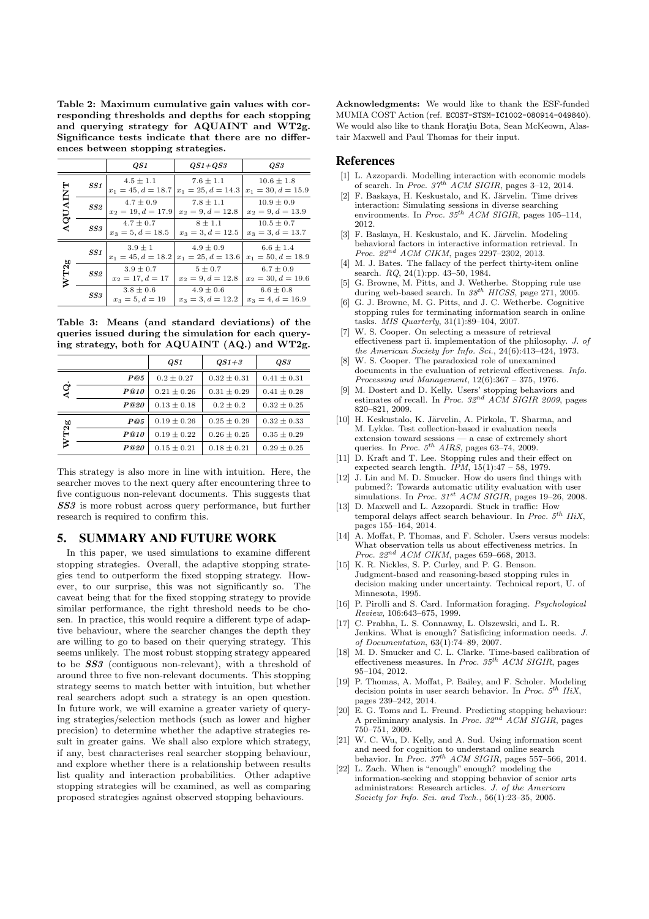**Table 2: Maximum cumulative gain values with corresponding thresholds and depths for each stopping and querying strategy for AQUAINT and WT2g. Significance tests indicate that there are no differences between stopping strategies.**

| | | *QS1* | *QS1+QS3* | *QS3* |
|---|---|---|---|---|
| AQUAINT | *SS1* | $4.5 \pm 1.1$ $x_1 = 45, d = 18.7$ | $7.6 \pm 1.1$ $x_1 = 25, d = 14.3$ | $10.6 \pm 1.8$ $x_1 = 30, d = 15.9$ |
| | *SS2* | $4.7 \pm 0.9$ $x_2 = 19, d = 17.9$ | $7.8 \pm 1.1$ $x_2 = 9, d = 12.8$ | $10.9 \pm 0.9$ $x_2 = 9, d = 13.9$ |
| | *SS3* | $4.7 \pm 0.7$ $x_3 = 5, d = 18.5$ | $8 \pm 1.1$ $x_3 = 3, d = 12.5$ | $10.5 \pm 0.7$ $x_3 = 3, d = 13.7$ |
| WT2g | *SS1* | $3.9 \pm 1$ $x_1 = 45, d = 18.2$ | $4.9 \pm 0.9$ $x_1 = 25, d = 13.6$ | $6.6 \pm 1.4$ $x_1 = 50, d = 18.9$ |
| | *SS2* | $3.9 \pm 0.7$ $x_2 = 17, d = 17$ | $5 \pm 0.7$ $x_2 = 9, d = 12.8$ | $6.7 \pm 0.9$ $x_2 = 30, d = 19.6$ |
| | *SS3* | $3.8 \pm 0.6$ $x_3 = 5, d = 19$ | $4.9 \pm 0.6$ $x_3 = 3, d = 12.2$ | $6.6 \pm 0.8$ $x_3 = 4, d = 16.9$ |

**Table 3: Means (and standard deviations) of the queries issued during the simulation for each querying strategy, both for AQUAINT (AQ.) and WT2g.**

| | | *QS1* | *QS1+3* | *QS3* |
|---|---|---|---|---|
| AQ. | *P@5* | $0.2 \pm 0.27$ | $0.32 \pm 0.31$ | $0.41 \pm 0.31$ |
| | *P@10* | $0.21 \pm 0.26$ | $0.31 \pm 0.29$ | $0.41 \pm 0.28$ |
| | *P@20* | $0.13 \pm 0.18$ | $0.2 \pm 0.2$ | $0.32 \pm 0.25$ |
| WT2g | *P@5* | $0.19 \pm 0.26$ | $0.25 \pm 0.29$ | $0.32 \pm 0.33$ |
| | *P@10* | $0.19 \pm 0.22$ | $0.26 \pm 0.25$ | $0.35 \pm 0.29$ |
| | *P@20* | $0.15 \pm 0.21$ | $0.18 \pm 0.21$ | $0.29 \pm 0.25$ |

This strategy is also more in line with intuition. Here, the searcher moves to the next query after encountering three to five contiguous non-relevant documents. This suggests that ***SS3*** is more robust across query performance, but further research is required to confirm this.

## 5. SUMMARY AND FUTURE WORK

In this paper, we used simulations to examine different stopping strategies. Overall, the adaptive stopping strategies tend to outperform the fixed stopping strategy. However, to our surprise, this was not significantly so. The caveat being that for the fixed stopping strategy to provide similar performance, the right threshold needs to be chosen. In practice, this would require a different type of adaptive behaviour, where the searcher changes the depth they are willing to go to based on their querying strategy. This seems unlikely. The most robust stopping strategy appeared to be ***SS3*** (contiguous non-relevant), with a threshold of around three to five non-relevant documents. This stopping strategy seems to match better with intuition, but whether real searchers adopt such a strategy is an open question. In future work, we will examine a greater variety of querying strategies/selection methods (such as lower and higher precision) to determine whether the adaptive strategies result in greater gains. We shall also explore which strategy, if any, best characterises real searcher stopping behaviour, and explore whether there is a relationship between results list quality and interaction probabilities. Other adaptive stopping strategies will be examined, as well as comparing proposed strategies against observed stopping behaviours.

**Acknowledgments:** We would like to thank the ESF-funded MUMIA COST Action (ref. `ECOST-STSM-IC1002-080914-049840`). We would also like to thank Horaţiu Bota, Sean McKeown, Alastair Maxwell and Paul Thomas for their input.

## References

[1] L. Azzopardi. Modelling interaction with economic models of search. In *Proc. 37th ACM SIGIR*, pages 3–12, 2014.

[2] F. Baskaya, H. Keskustalo, and K. Järvelin. Time drives interaction: Simulating sessions in diverse searching environments. In *Proc. 35th ACM SIGIR*, pages 105–114, 2012.

[3] F. Baskaya, H. Keskustalo, and K. Järvelin. Modeling behavioral factors in interactive information retrieval. In *Proc. 22nd ACM CIKM*, pages 2297–2302, 2013.

[4] M. J. Bates. The fallacy of the perfect thirty-item online search. *RQ*, 24(1):pp. 43–50, 1984.

[5] G. Browne, M. Pitts, and J. Wetherbe. Stopping rule use during web-based search. In *38th HICSS*, page 271, 2005.

[6] G. J. Browne, M. G. Pitts, and J. C. Wetherbe. Cognitive stopping rules for terminating information search in online tasks. *MIS Quarterly*, 31(1):89–104, 2007.

[7] W. S. Cooper. On selecting a measure of retrieval effectiveness part ii. implementation of the philosophy. *J. of the American Society for Info. Sci.*, 24(6):413–424, 1973.

[8] W. S. Cooper. The paradoxical role of unexamined documents in the evaluation of retrieval effectiveness. *Info. Processing and Management*, 12(6):367 – 375, 1976.

[9] M. Dostert and D. Kelly. Users' stopping behaviors and estimates of recall. In *Proc. 32nd ACM SIGIR 2009*, pages 820–821, 2009.

[10] H. Keskustalo, K. Järvelin, A. Pirkola, T. Sharma, and M. Lykke. Test collection-based ir evaluation needs extension toward sessions — a case of extremely short queries. In *Proc. 5th AIRS*, pages 63–74, 2009.

[11] D. Kraft and T. Lee. Stopping rules and their effect on expected search length. *IPM*, 15(1):47 – 58, 1979.

[12] J. Lin and M. D. Smucker. How do users find things with pubmed?: Towards automatic utility evaluation with user simulations. In *Proc. 31st ACM SIGIR*, pages 19–26, 2008.

[13] D. Maxwell and L. Azzopardi. Stuck in traffic: How temporal delays affect search behaviour. In *Proc. 5th IIiX*, pages 155–164, 2014.

[14] A. Moffat, P. Thomas, and F. Scholer. Users versus models: What observation tells us about effectiveness metrics. In *Proc. 22nd ACM CIKM*, pages 659–668, 2013.

[15] K. R. Nickles, S. P. Curley, and P. G. Benson. Judgment-based and reasoning-based stopping rules in decision making under uncertainty. Technical report, U. of Minnesota, 1995.

[16] P. Pirolli and S. Card. Information foraging. *Psychological Review*, 106:643–675, 1999.

[17] C. Prabha, L. S. Connaway, L. Olszewski, and L. R. Jenkins. What is enough? Satisficing information needs. *J. of Documentation*, 63(1):74–89, 2007.

[18] M. D. Smucker and C. L. Clarke. Time-based calibration of effectiveness measures. In *Proc. 35th ACM SIGIR*, pages 95–104, 2012.

[19] P. Thomas, A. Moffat, P. Bailey, and F. Scholer. Modeling decision points in user search behavior. In *Proc. 5th IIiX*, pages 239–242, 2014.

[20] E. G. Toms and L. Freund. Predicting stopping behaviour: A preliminary analysis. In *Proc. 32nd ACM SIGIR*, pages 750–751, 2009.

[21] W. C. Wu, D. Kelly, and A. Sud. Using information scent and need for cognition to understand online search behavior. In *Proc. 37th ACM SIGIR*, pages 557–566, 2014.

[22] L. Zach. When is "enough" enough? modeling the information-seeking and stopping behavior of senior arts administrators: Research articles. *J. of the American Society for Info. Sci. and Tech.*, 56(1):23–35, 2005.